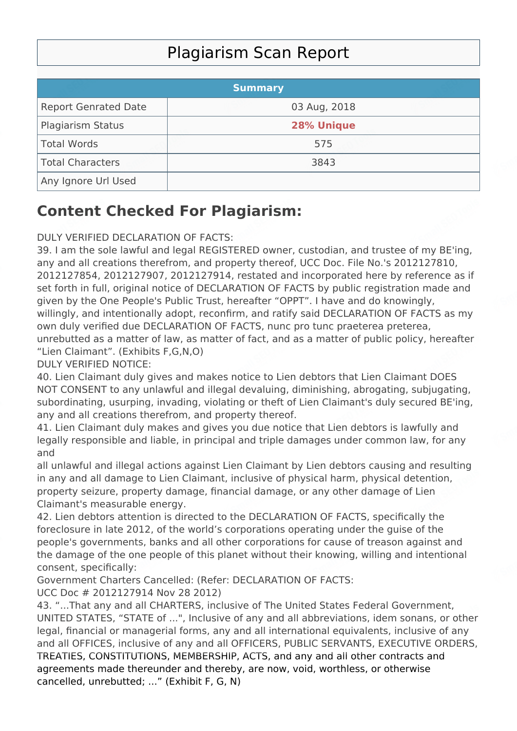# Plagiarism Scan Report

| Summary | |
|---|---|
| Report Genrated Date | 03 Aug, 2018 |
| Plagiarism Status | **28% Unique** |
| Total Words | 575 |
| Total Characters | 3843 |
| Any Ignore Url Used | |

## Content Checked For Plagiarism:

DULY VERIFIED DECLARATION OF FACTS:
39. I am the sole lawful and legal REGISTERED owner, custodian, and trustee of my BE'ing, any and all creations therefrom, and property thereof, UCC Doc. File No.'s 2012127810, 2012127854, 2012127907, 2012127914, restated and incorporated here by reference as if set forth in full, original notice of DECLARATION OF FACTS by public registration made and given by the One People's Public Trust, hereafter “OPPT”. I have and do knowingly, willingly, and intentionally adopt, reconfirm, and ratify said DECLARATION OF FACTS as my own duly verified due DECLARATION OF FACTS, nunc pro tunc praeterea preterea, unrebutted as a matter of law, as matter of fact, and as a matter of public policy, hereafter “Lien Claimant”. (Exhibits F,G,N,O)
DULY VERIFIED NOTICE:
40. Lien Claimant duly gives and makes notice to Lien debtors that Lien Claimant DOES NOT CONSENT to any unlawful and illegal devaluing, diminishing, abrogating, subjugating, subordinating, usurping, invading, violating or theft of Lien Claimant's duly secured BE'ing, any and all creations therefrom, and property thereof.
41. Lien Claimant duly makes and gives you due notice that Lien debtors is lawfully and legally responsible and liable, in principal and triple damages under common law, for any and
all unlawful and illegal actions against Lien Claimant by Lien debtors causing and resulting in any and all damage to Lien Claimant, inclusive of physical harm, physical detention, property seizure, property damage, financial damage, or any other damage of Lien Claimant's measurable energy.
42. Lien debtors attention is directed to the DECLARATION OF FACTS, specifically the foreclosure in late 2012, of the world’s corporations operating under the guise of the people's governments, banks and all other corporations for cause of treason against and the damage of the one people of this planet without their knowing, willing and intentional consent, specifically:
Government Charters Cancelled: (Refer: DECLARATION OF FACTS:
UCC Doc # 2012127914 Nov 28 2012)
43. “...That any and all CHARTERS, inclusive of The United States Federal Government, UNITED STATES, “STATE of ...", Inclusive of any and all abbreviations, idem sonans, or other legal, financial or managerial forms, any and all international equivalents, inclusive of any and all OFFICES, inclusive of any and all OFFICERS, PUBLIC SERVANTS, EXECUTIVE ORDERS, TREATIES, CONSTITUTIONS, MEMBERSHIP, ACTS, and any and all other contracts and agreements made thereunder and thereby, are now, void, worthless, or otherwise cancelled, unrebutted; ...” (Exhibit F, G, N)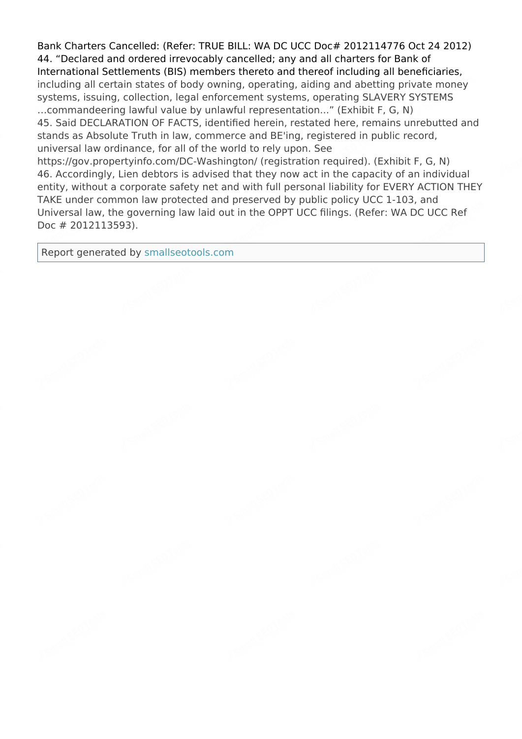Bank Charters Cancelled: (Refer: TRUE BILL: WA DC UCC Doc# 2012114776 Oct 24 2012)
44. "Declared and ordered irrevocably cancelled; any and all charters for Bank of International Settlements (BIS) members thereto and thereof including all beneficiaries, including all certain states of body owning, operating, aiding and abetting private money systems, issuing, collection, legal enforcement systems, operating SLAVERY SYSTEMS …commandeering lawful value by unlawful representation..." (Exhibit F, G, N)
45. Said DECLARATION OF FACTS, identified herein, restated here, remains unrebutted and stands as Absolute Truth in law, commerce and BE'ing, registered in public record, universal law ordinance, for all of the world to rely upon. See https://gov.propertyinfo.com/DC-Washington/ (registration required). (Exhibit F, G, N)
46. Accordingly, Lien debtors is advised that they now act in the capacity of an individual entity, without a corporate safety net and with full personal liability for EVERY ACTION THEY TAKE under common law protected and preserved by public policy UCC 1-103, and Universal law, the governing law laid out in the OPPT UCC filings. (Refer: WA DC UCC Ref Doc # 2012113593).

Report generated by smallseotools.com